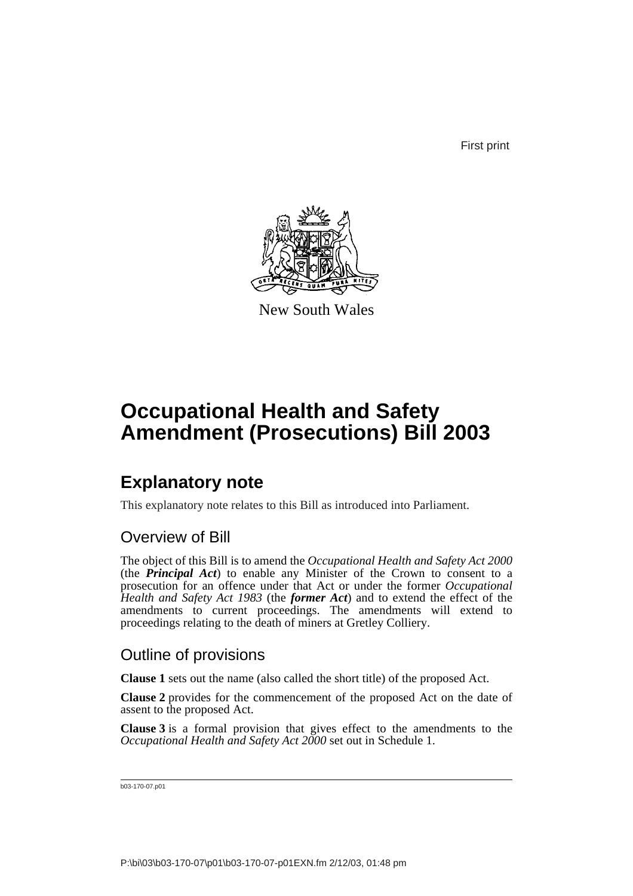First print

New South Wales

# Occupational Health and Safety Amendment (Prosecutions) Bill 2003

## Explanatory note

This explanatory note relates to this Bill as introduced into Parliament.

### Overview of Bill

The object of this Bill is to amend the *Occupational Health and Safety Act 2000* (the ***Principal Act***) to enable any Minister of the Crown to consent to a prosecution for an offence under that Act or under the former *Occupational Health and Safety Act 1983* (the ***former Act***) and to extend the effect of the amendments to current proceedings. The amendments will extend to proceedings relating to the death of miners at Gretley Colliery.

### Outline of provisions

**Clause 1** sets out the name (also called the short title) of the proposed Act.

**Clause 2** provides for the commencement of the proposed Act on the date of assent to the proposed Act.

**Clause 3** is a formal provision that gives effect to the amendments to the *Occupational Health and Safety Act 2000* set out in Schedule 1.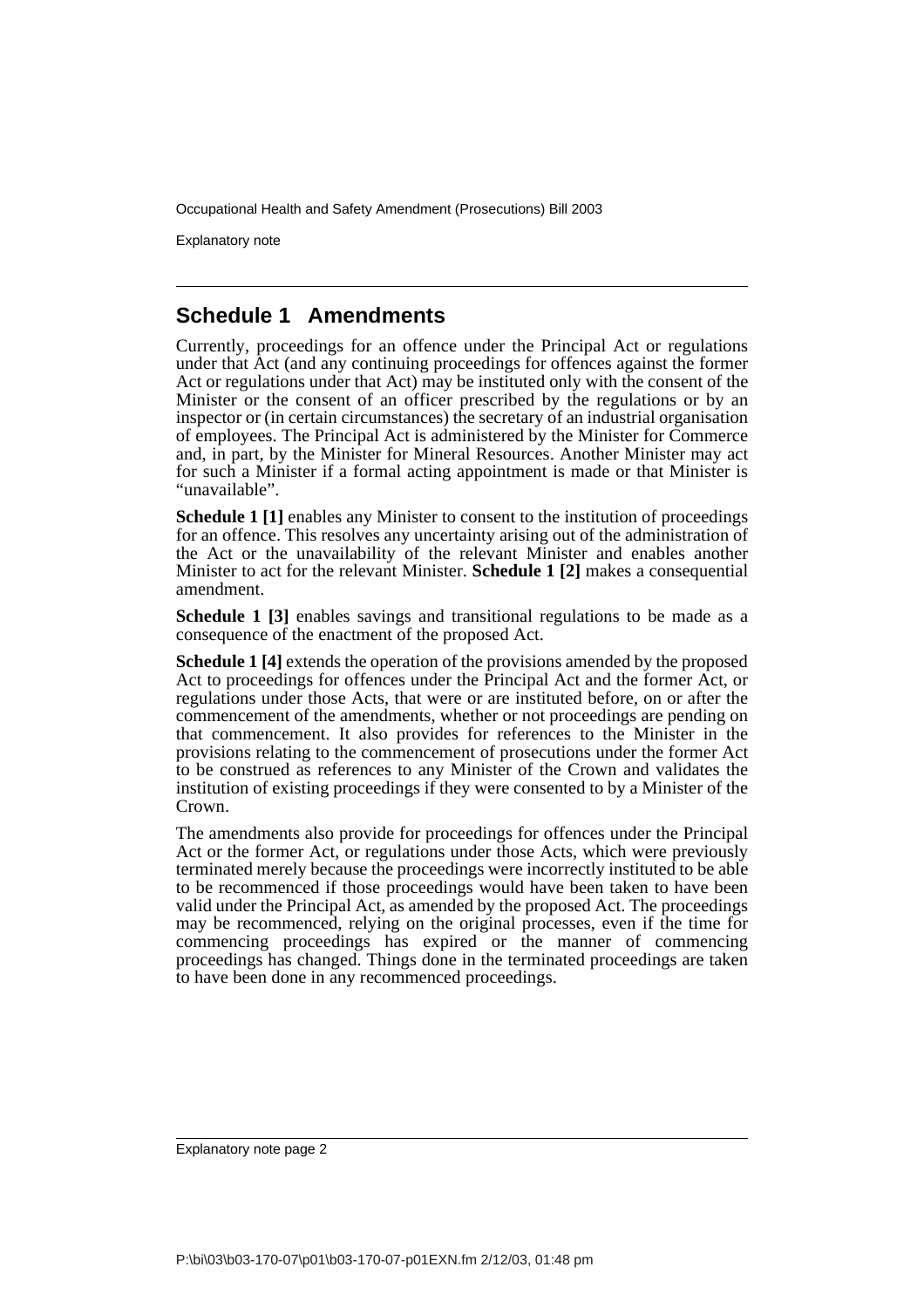## Schedule 1 Amendments

Currently, proceedings for an offence under the Principal Act or regulations under that Act (and any continuing proceedings for offences against the former Act or regulations under that Act) may be instituted only with the consent of the Minister or the consent of an officer prescribed by the regulations or by an inspector or (in certain circumstances) the secretary of an industrial organisation of employees. The Principal Act is administered by the Minister for Commerce and, in part, by the Minister for Mineral Resources. Another Minister may act for such a Minister if a formal acting appointment is made or that Minister is "unavailable".

**Schedule 1 [1]** enables any Minister to consent to the institution of proceedings for an offence. This resolves any uncertainty arising out of the administration of the Act or the unavailability of the relevant Minister and enables another Minister to act for the relevant Minister. **Schedule 1 [2]** makes a consequential amendment.

**Schedule 1 [3]** enables savings and transitional regulations to be made as a consequence of the enactment of the proposed Act.

**Schedule 1 [4]** extends the operation of the provisions amended by the proposed Act to proceedings for offences under the Principal Act and the former Act, or regulations under those Acts, that were or are instituted before, on or after the commencement of the amendments, whether or not proceedings are pending on that commencement. It also provides for references to the Minister in the provisions relating to the commencement of prosecutions under the former Act to be construed as references to any Minister of the Crown and validates the institution of existing proceedings if they were consented to by a Minister of the Crown.

The amendments also provide for proceedings for offences under the Principal Act or the former Act, or regulations under those Acts, which were previously terminated merely because the proceedings were incorrectly instituted to be able to be recommenced if those proceedings would have been taken to have been valid under the Principal Act, as amended by the proposed Act. The proceedings may be recommenced, relying on the original processes, even if the time for commencing proceedings has expired or the manner of commencing proceedings has changed. Things done in the terminated proceedings are taken to have been done in any recommenced proceedings.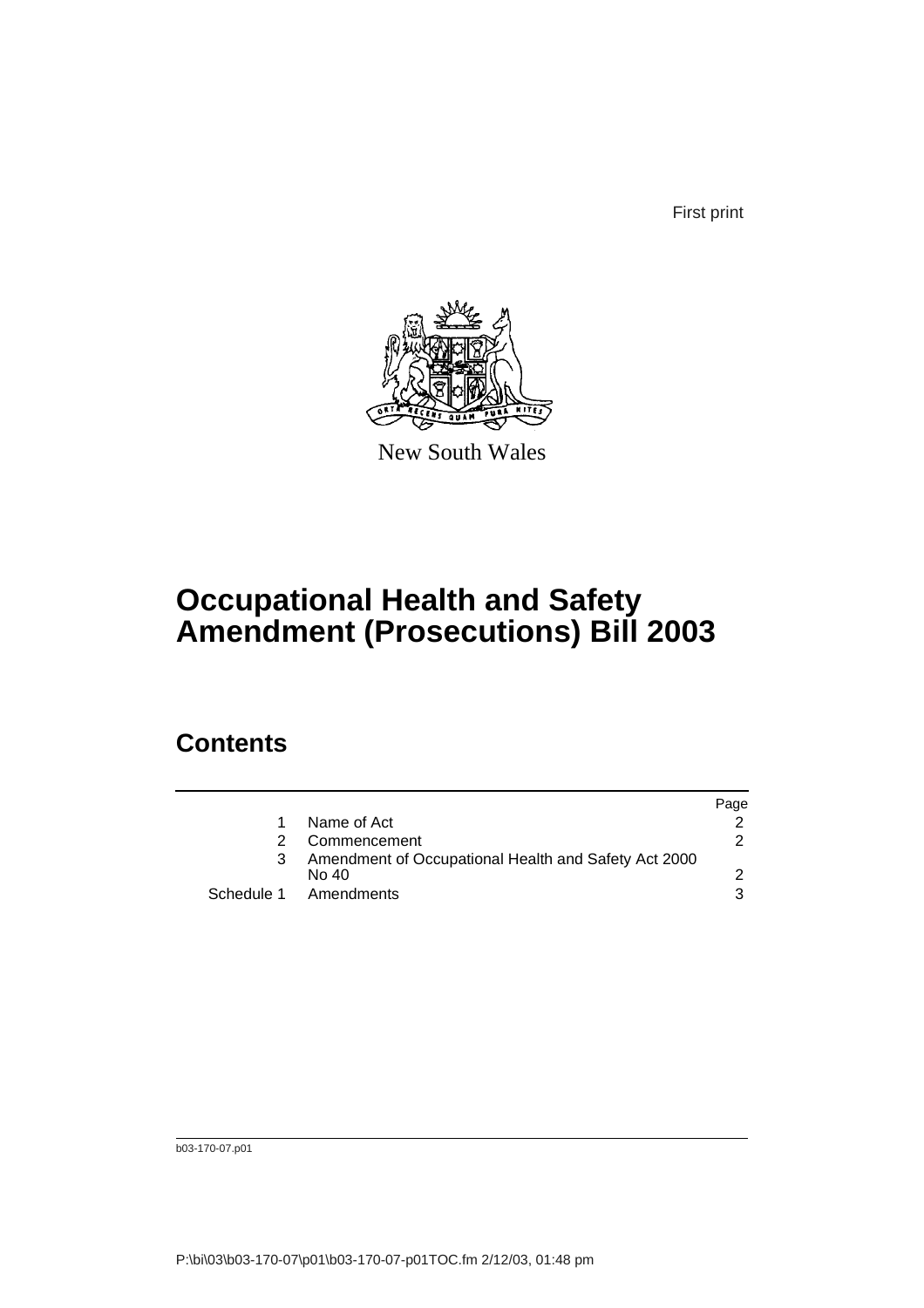First print

New South Wales

# Occupational Health and Safety Amendment (Prosecutions) Bill 2003

## Contents

| | | Page |
|---|---|---|
| 1 | Name of Act | 2 |
| 2 | Commencement | 2 |
| 3 | Amendment of Occupational Health and Safety Act 2000 No 40 | 2 |
| Schedule 1 | Amendments | 3 |

b03-170-07.p01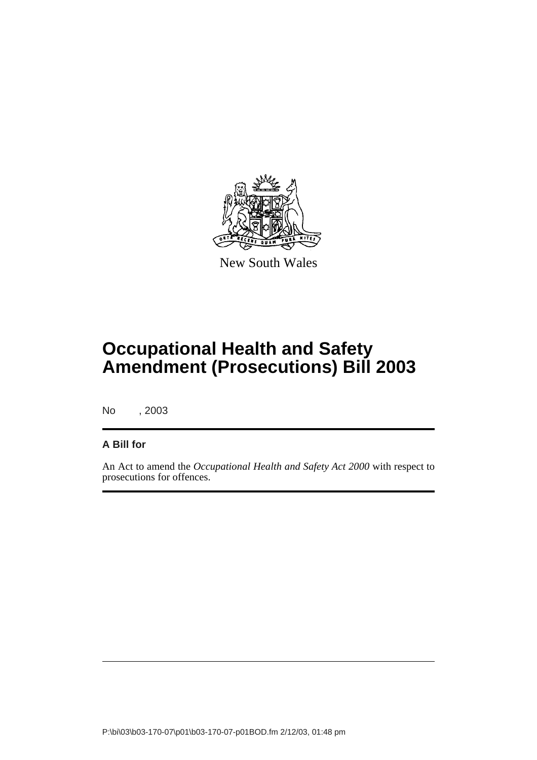New South Wales

# Occupational Health and Safety Amendment (Prosecutions) Bill 2003

No , 2003

**A Bill for**

An Act to amend the *Occupational Health and Safety Act 2000* with respect to prosecutions for offences.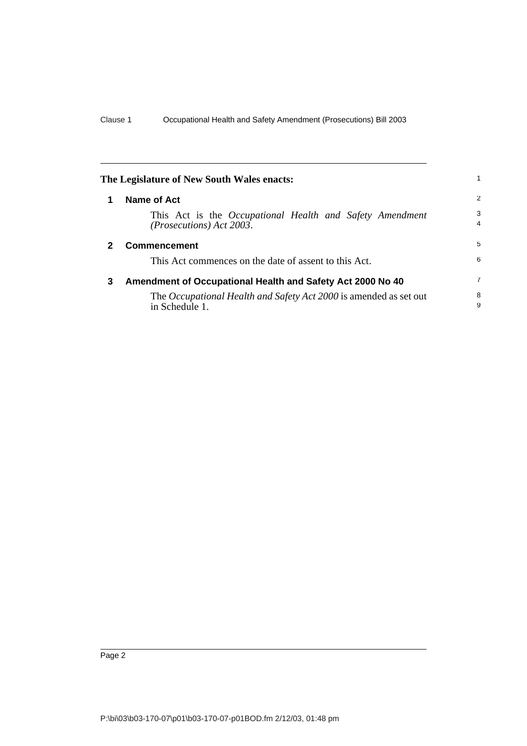**The Legislature of New South Wales enacts:**

### 1 Name of Act

This Act is the *Occupational Health and Safety Amendment (Prosecutions) Act 2003*.

### 2 Commencement

This Act commences on the date of assent to this Act.

### 3 Amendment of Occupational Health and Safety Act 2000 No 40

The *Occupational Health and Safety Act 2000* is amended as set out in Schedule 1.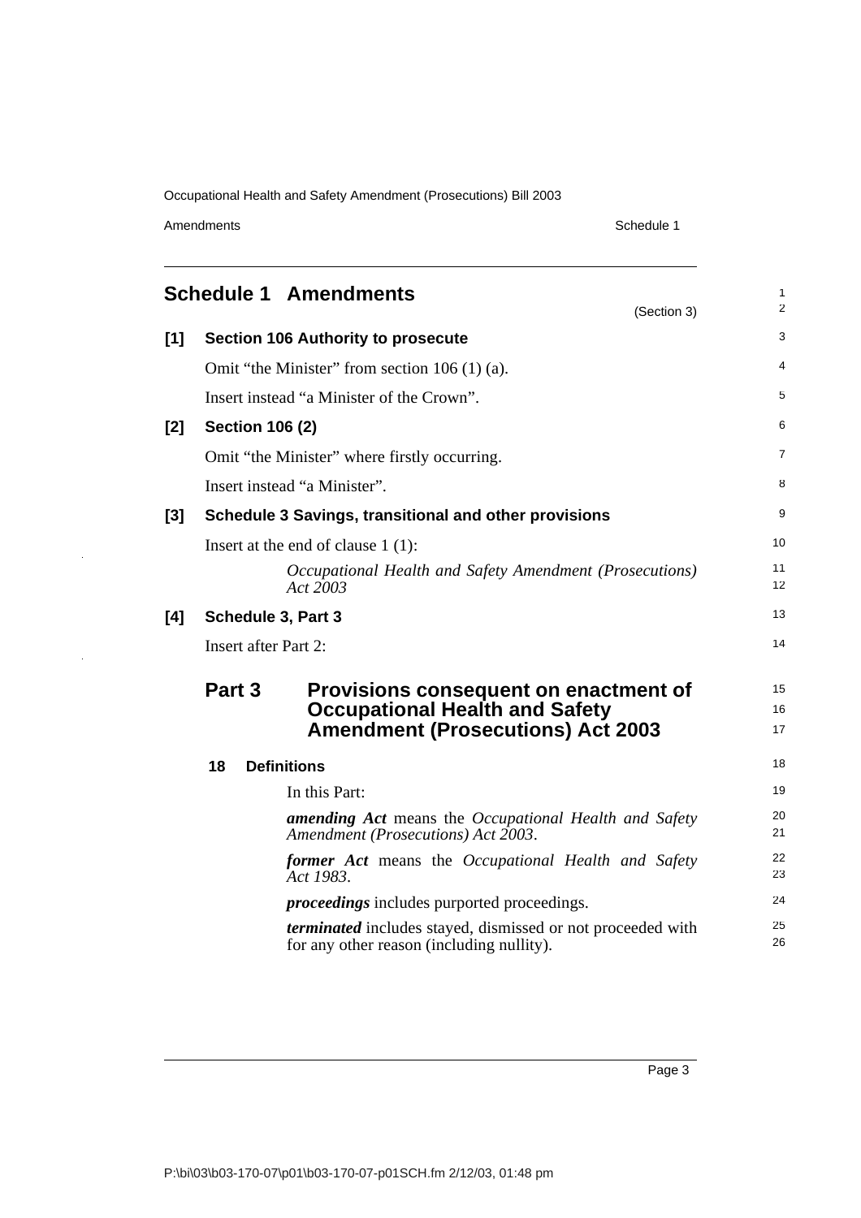# Schedule 1 Amendments

(Section 3)

## [1] Section 106 Authority to prosecute

Omit "the Minister" from section 106 (1) (a).

Insert instead "a Minister of the Crown".

## [2] Section 106 (2)

Omit "the Minister" where firstly occurring.

Insert instead "a Minister".

## [3] Schedule 3 Savings, transitional and other provisions

Insert at the end of clause 1 (1):

> *Occupational Health and Safety Amendment (Prosecutions) Act 2003*

## [4] Schedule 3, Part 3

Insert after Part 2:

### Part 3 Provisions consequent on enactment of Occupational Health and Safety Amendment (Prosecutions) Act 2003

**18 Definitions**

In this Part:

***amending Act*** means the *Occupational Health and Safety Amendment (Prosecutions) Act 2003*.

***former Act*** means the *Occupational Health and Safety Act 1983*.

***proceedings*** includes purported proceedings.

***terminated*** includes stayed, dismissed or not proceeded with for any other reason (including nullity).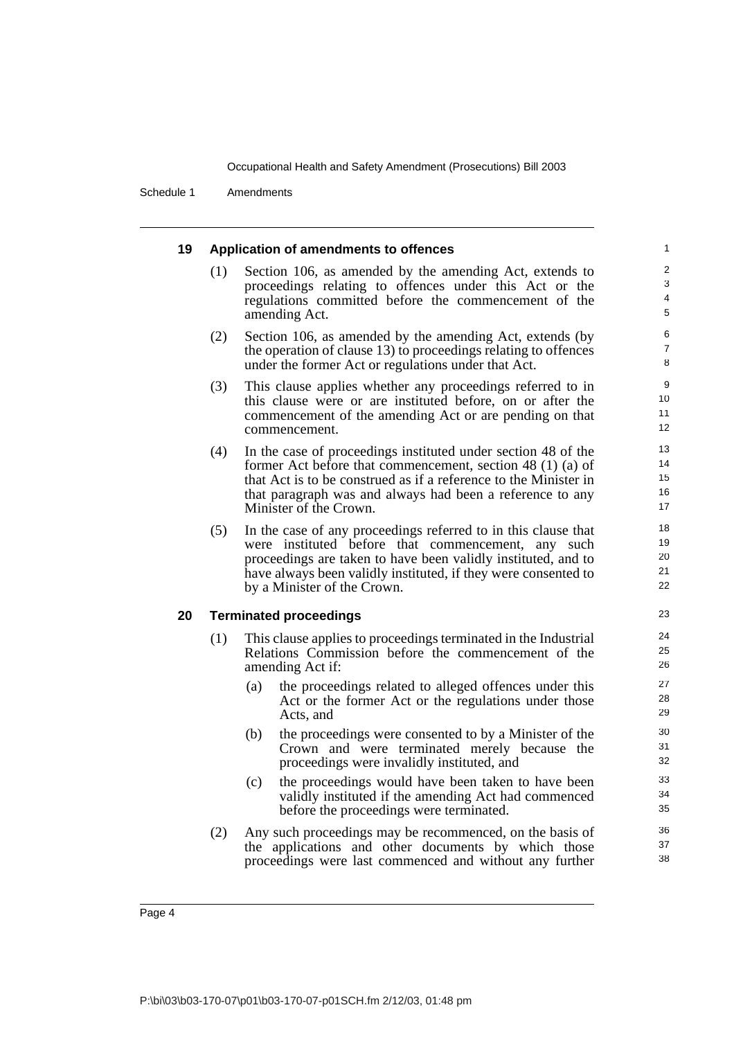**19 Application of amendments to offences**

(1) Section 106, as amended by the amending Act, extends to proceedings relating to offences under this Act or the regulations committed before the commencement of the amending Act.

(2) Section 106, as amended by the amending Act, extends (by the operation of clause 13) to proceedings relating to offences under the former Act or regulations under that Act.

(3) This clause applies whether any proceedings referred to in this clause were or are instituted before, on or after the commencement of the amending Act or are pending on that commencement.

(4) In the case of proceedings instituted under section 48 of the former Act before that commencement, section 48 (1) (a) of that Act is to be construed as if a reference to the Minister in that paragraph was and always had been a reference to any Minister of the Crown.

(5) In the case of any proceedings referred to in this clause that were instituted before that commencement, any such proceedings are taken to have been validly instituted, and to have always been validly instituted, if they were consented to by a Minister of the Crown.

**20 Terminated proceedings**

(1) This clause applies to proceedings terminated in the Industrial Relations Commission before the commencement of the amending Act if:

- (a) the proceedings related to alleged offences under this Act or the former Act or the regulations under those Acts, and
- (b) the proceedings were consented to by a Minister of the Crown and were terminated merely because the proceedings were invalidly instituted, and
- (c) the proceedings would have been taken to have been validly instituted if the amending Act had commenced before the proceedings were terminated.

(2) Any such proceedings may be recommenced, on the basis of the applications and other documents by which those proceedings were last commenced and without any further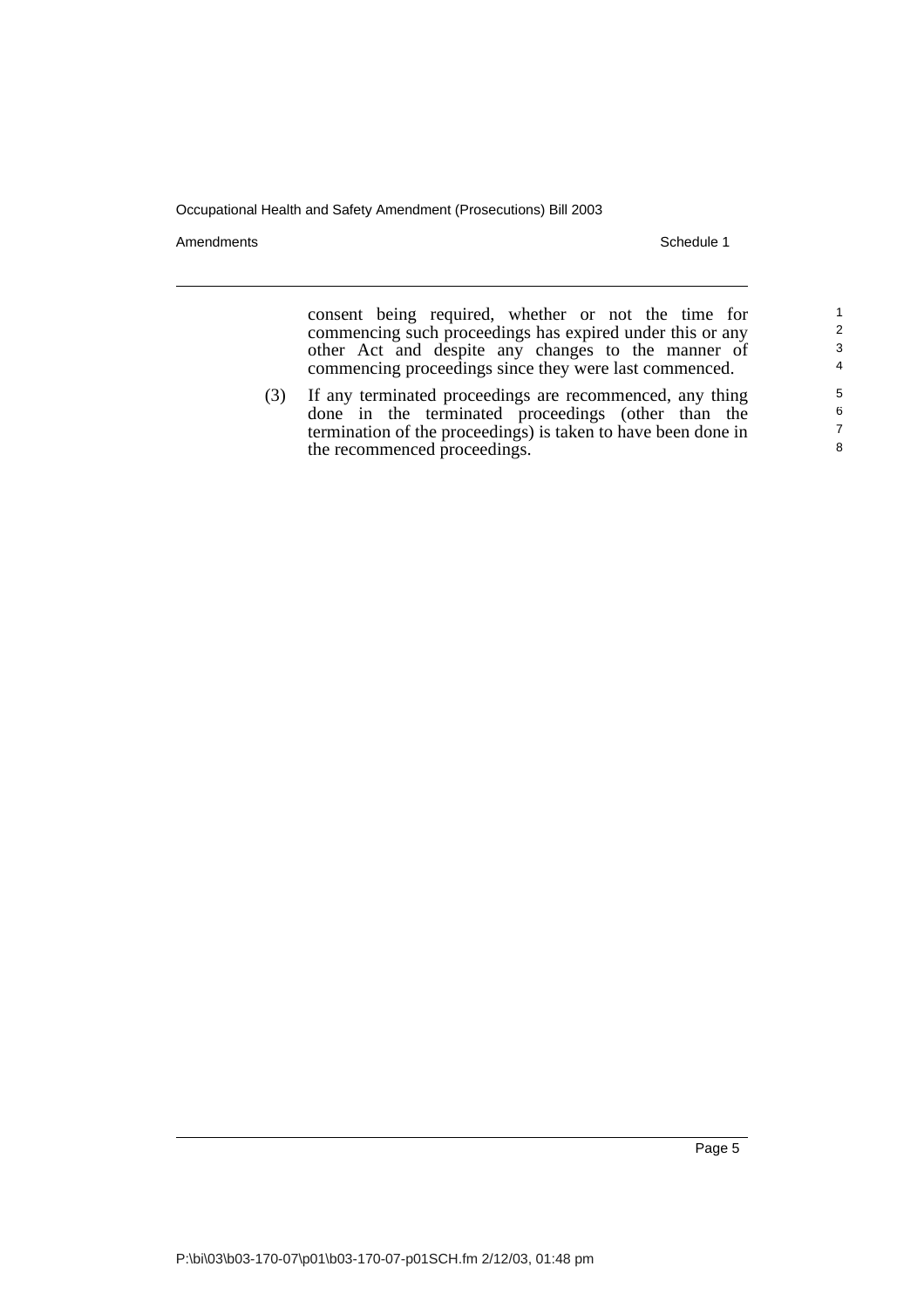consent being required, whether or not the time for commencing such proceedings has expired under this or any other Act and despite any changes to the manner of commencing proceedings since they were last commenced.

(3) If any terminated proceedings are recommenced, any thing done in the terminated proceedings (other than the termination of the proceedings) is taken to have been done in the recommenced proceedings.